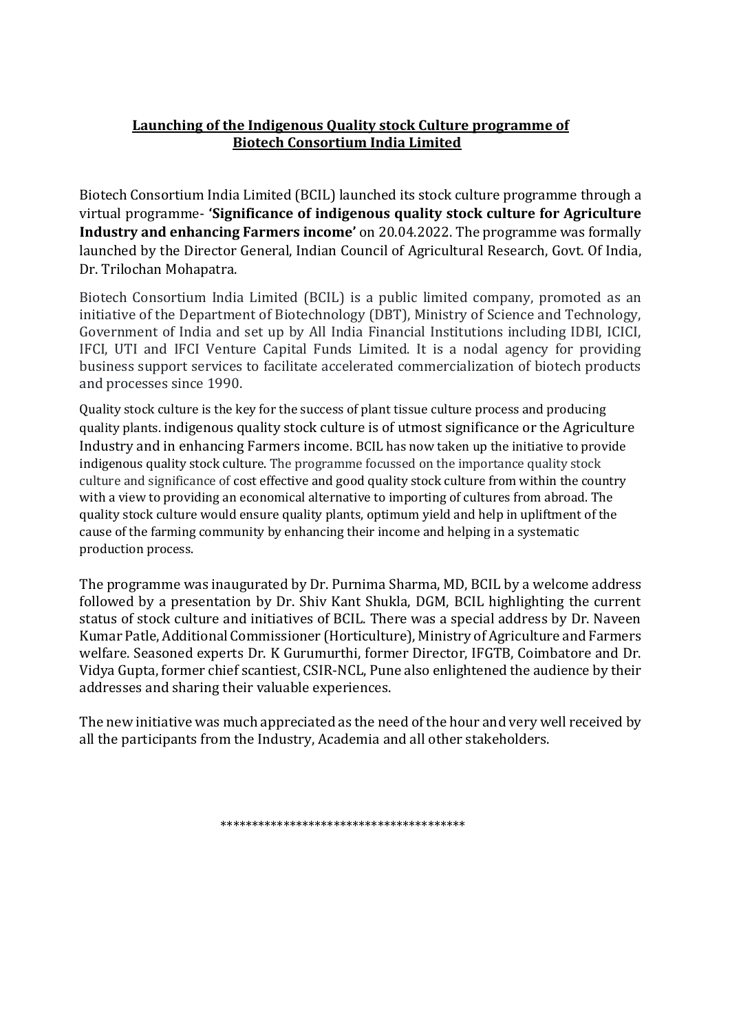## Launching of the Indigenous Quality stock Culture programme of Biotech Consortium India Limited

Biotech Consortium India Limited (BCIL) launched its stock culture programme through a virtual programme- **'Significance of indigenous quality stock culture for Agriculture Industry and enhancing Farmers income'** on 20.04.2022. The programme was formally launched by the Director General, Indian Council of Agricultural Research, Govt. Of India, Dr. Trilochan Mohapatra.

Biotech Consortium India Limited (BCIL) is a public limited company, promoted as an initiative of the Department of Biotechnology (DBT), Ministry of Science and Technology, Government of India and set up by All India Financial Institutions including IDBI, ICICI, IFCI, UTI and IFCI Venture Capital Funds Limited. It is a nodal agency for providing business support services to facilitate accelerated commercialization of biotech products and processes since 1990.

Quality stock culture is the key for the success of plant tissue culture process and producing quality plants. indigenous quality stock culture is of utmost significance or the Agriculture Industry and in enhancing Farmers income. BCIL has now taken up the initiative to provide indigenous quality stock culture. The programme focussed on the importance quality stock culture and significance of cost effective and good quality stock culture from within the country with a view to providing an economical alternative to importing of cultures from abroad. The quality stock culture would ensure quality plants, optimum yield and help in upliftment of the cause of the farming community by enhancing their income and helping in a systematic production process.

The programme was inaugurated by Dr. Purnima Sharma, MD, BCIL by a welcome address followed by a presentation by Dr. Shiv Kant Shukla, DGM, BCIL highlighting the current status of stock culture and initiatives of BCIL. There was a special address by Dr. Naveen Kumar Patle, Additional Commissioner (Horticulture), Ministry of Agriculture and Farmers welfare. Seasoned experts Dr. K Gurumurthi, former Director, IFGTB, Coimbatore and Dr. Vidya Gupta, former chief scantiest, CSIR-NCL, Pune also enlightened the audience by their addresses and sharing their valuable experiences.

The new initiative was much appreciated as the need of the hour and very well received by all the participants from the Industry, Academia and all other stakeholders.

***************************************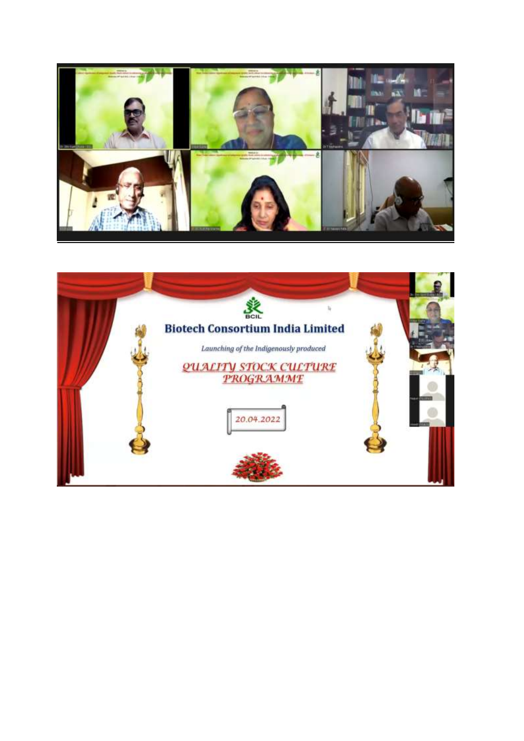BCIL

**Biotech Consortium India Limited**

*Launching of the Indigenously produced*

***QUALITY STOCK CULTURE PROGRAMME***

20.04.2022